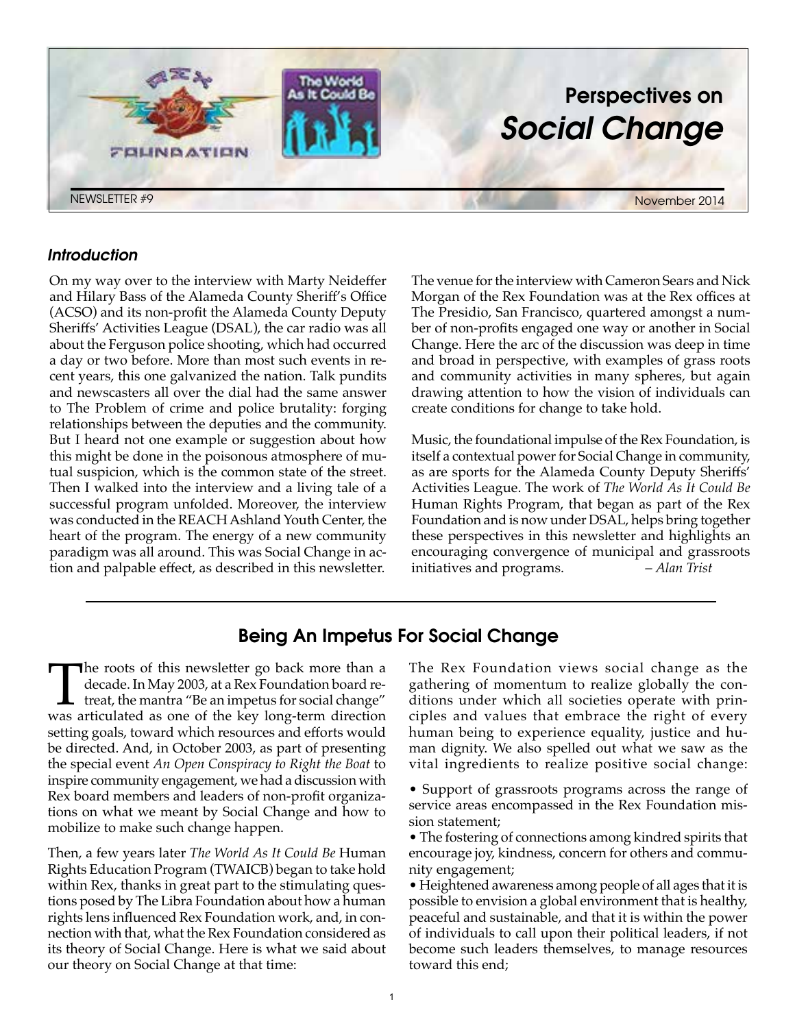# Perspectives on *Social Change*

NEWSLETTER #9 — November 2014

### *Introduction*

On my way over to the interview with Marty Neideffer and Hilary Bass of the Alameda County Sheriff's Office (ACSO) and its non-profit the Alameda County Deputy Sheriffs' Activities League (DSAL), the car radio was all about the Ferguson police shooting, which had occurred a day or two before. More than most such events in recent years, this one galvanized the nation. Talk pundits and newscasters all over the dial had the same answer to The Problem of crime and police brutality: forging relationships between the deputies and the community. But I heard not one example or suggestion about how this might be done in the poisonous atmosphere of mutual suspicion, which is the common state of the street. Then I walked into the interview and a living tale of a successful program unfolded. Moreover, the interview was conducted in the REACH Ashland Youth Center, the heart of the program. The energy of a new community paradigm was all around. This was Social Change in action and palpable effect, as described in this newsletter.

The venue for the interview with Cameron Sears and Nick Morgan of the Rex Foundation was at the Rex offices at The Presidio, San Francisco, quartered amongst a number of non-profits engaged one way or another in Social Change. Here the arc of the discussion was deep in time and broad in perspective, with examples of grass roots and community activities in many spheres, but again drawing attention to how the vision of individuals can create conditions for change to take hold.

Music, the foundational impulse of the Rex Foundation, is itself a contextual power for Social Change in community, as are sports for the Alameda County Deputy Sheriffs' Activities League. The work of *The World As It Could Be* Human Rights Program, that began as part of the Rex Foundation and is now under DSAL, helps bring together these perspectives in this newsletter and highlights an encouraging convergence of municipal and grassroots initiatives and programs. – *Alan Trist*

## Being An Impetus For Social Change

The roots of this newsletter go back more than a decade. In May 2003, at a Rex Foundation board retreat, the mantra "Be an impetus for social change" was articulated as one of the key long-term direction setting goals, toward which resources and efforts would be directed. And, in October 2003, as part of presenting the special event *An Open Conspiracy to Right the Boat* to inspire community engagement, we had a discussion with Rex board members and leaders of non-profit organizations on what we meant by Social Change and how to mobilize to make such change happen.

Then, a few years later *The World As It Could Be* Human Rights Education Program (TWAICB) began to take hold within Rex, thanks in great part to the stimulating questions posed by The Libra Foundation about how a human rights lens influenced Rex Foundation work, and, in connection with that, what the Rex Foundation considered as its theory of Social Change. Here is what we said about our theory on Social Change at that time:

The Rex Foundation views social change as the gathering of momentum to realize globally the conditions under which all societies operate with principles and values that embrace the right of every human being to experience equality, justice and human dignity. We also spelled out what we saw as the vital ingredients to realize positive social change:

- Support of grassroots programs across the range of service areas encompassed in the Rex Foundation mission statement;
- The fostering of connections among kindred spirits that encourage joy, kindness, concern for others and community engagement;
- Heightened awareness among people of all ages that it is possible to envision a global environment that is healthy, peaceful and sustainable, and that it is within the power of individuals to call upon their political leaders, if not become such leaders themselves, to manage resources toward this end;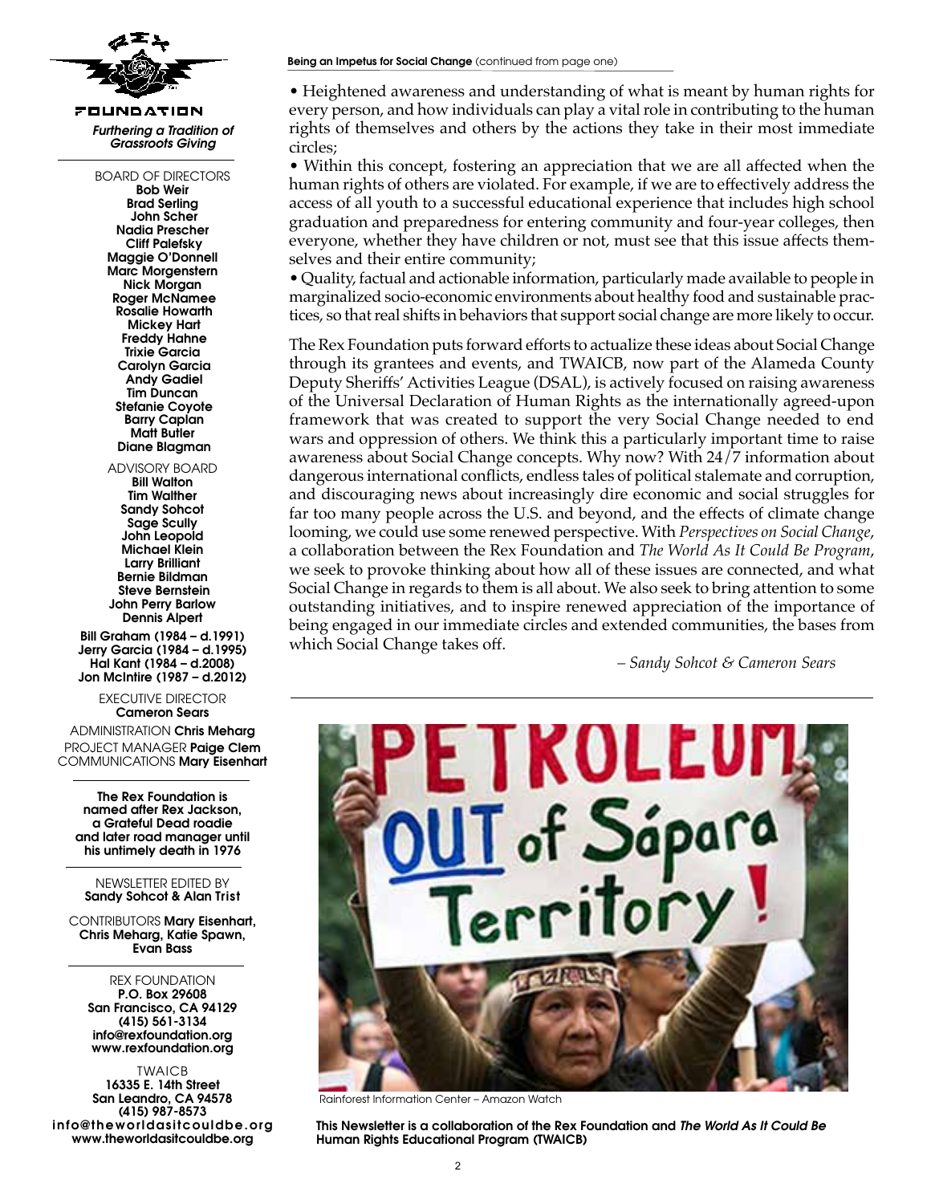**Being an Impetus for Social Change** (continued from page one)

• Heightened awareness and understanding of what is meant by human rights for every person, and how individuals can play a vital role in contributing to the human rights of themselves and others by the actions they take in their most immediate circles;

• Within this concept, fostering an appreciation that we are all affected when the human rights of others are violated. For example, if we are to effectively address the access of all youth to a successful educational experience that includes high school graduation and preparedness for entering community and four-year colleges, then everyone, whether they have children or not, must see that this issue affects themselves and their entire community;

• Quality, factual and actionable information, particularly made available to people in marginalized socio-economic environments about healthy food and sustainable practices, so that real shifts in behaviors that support social change are more likely to occur.

The Rex Foundation puts forward efforts to actualize these ideas about Social Change through its grantees and events, and TWAICB, now part of the Alameda County Deputy Sheriffs' Activities League (DSAL), is actively focused on raising awareness of the Universal Declaration of Human Rights as the internationally agreed-upon framework that was created to support the very Social Change needed to end wars and oppression of others. We think this a particularly important time to raise awareness about Social Change concepts. Why now? With 24/7 information about dangerous international conflicts, endless tales of political stalemate and corruption, and discouraging news about increasingly dire economic and social struggles for far too many people across the U.S. and beyond, and the effects of climate change looming, we could use some renewed perspective. With *Perspectives on Social Change*, a collaboration between the Rex Foundation and *The World As It Could Be Program*, we seek to provoke thinking about how all of these issues are connected, and what Social Change in regards to them is all about. We also seek to bring attention to some outstanding initiatives, and to inspire renewed appreciation of the importance of being engaged in our immediate circles and extended communities, the bases from which Social Change takes off.

*– Sandy Sohcot & Cameron Sears*

Rainforest Information Center – Amazon Watch

**This Newsletter is a collaboration of the Rex Foundation and *The World As It Could Be* Human Rights Educational Program (TWAICB)**

---

**FOUNDATION**

***Furthering a Tradition of Grassroots Giving***

BOARD OF DIRECTORS
**Bob Weir**
**Brad Serling**
**John Scher**
**Nadia Prescher**
**Cliff Palefsky**
**Maggie O'Donnell**
**Marc Morgenstern**
**Nick Morgan**
**Roger McNamee**
**Rosalie Howarth**
**Mickey Hart**
**Freddy Hahne**
**Trixie Garcia**
**Carolyn Garcia**
**Andy Gadiel**
**Tim Duncan**
**Stefanie Coyote**
**Barry Caplan**
**Matt Butler**
**Diane Blagman**

ADVISORY BOARD
**Bill Walton**
**Tim Walther**
**Sandy Sohcot**
**Sage Scully**
**John Leopold**
**Michael Klein**
**Larry Brilliant**
**Bernie Bildman**
**Steve Bernstein**
**John Perry Barlow**
**Dennis Alpert**

**Bill Graham (1984 – d.1991)**
**Jerry Garcia (1984 – d.1995)**
**Hal Kant (1984 – d.2008)**
**Jon McIntire (1987 – d.2012)**

EXECUTIVE DIRECTOR
**Cameron Sears**

ADMINISTRATION **Chris Meharg**
PROJECT MANAGER **Paige Clem**
COMMUNICATIONS **Mary Eisenhart**

**The Rex Foundation is named after Rex Jackson, a Grateful Dead roadie and later road manager until his untimely death in 1976**

NEWSLETTER EDITED BY
**Sandy Sohcot & Alan Trist**

CONTRIBUTORS **Mary Eisenhart, Chris Meharg, Katie Spawn, Evan Bass**

REX FOUNDATION
**P.O. Box 29608**
**San Francisco, CA 94129**
**(415) 561-3134**
**info@rexfoundation.org**
**www.rexfoundation.org**

TWAICB
**16335 E. 14th Street**
**San Leandro, CA 94578**
**(415) 987-8573**
**info@theworldasitcouldbe.org**
**www.theworldasitcouldbe.org**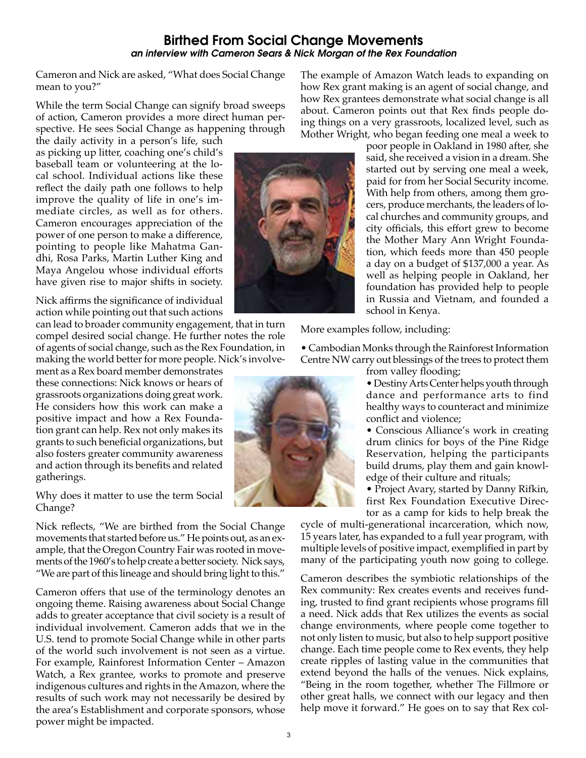## Birthed From Social Change Movements

*an interview with Cameron Sears & Nick Morgan of the Rex Foundation*

Cameron and Nick are asked, "What does Social Change mean to you?"

While the term Social Change can signify broad sweeps of action, Cameron provides a more direct human perspective. He sees Social Change as happening through the daily activity in a person's life, such as picking up litter, coaching one's child's baseball team or volunteering at the local school. Individual actions like these reflect the daily path one follows to help improve the quality of life in one's immediate circles, as well as for others. Cameron encourages appreciation of the power of one person to make a difference, pointing to people like Mahatma Gandhi, Rosa Parks, Martin Luther King and Maya Angelou whose individual efforts have given rise to major shifts in society.

Nick affirms the significance of individual action while pointing out that such actions can lead to broader community engagement, that in turn compel desired social change. He further notes the role of agents of social change, such as the Rex Foundation, in making the world better for more people. Nick's involvement as a Rex board member demonstrates these connections: Nick knows or hears of grassroots organizations doing great work. He considers how this work can make a positive impact and how a Rex Foundation grant can help. Rex not only makes its grants to such beneficial organizations, but also fosters greater community awareness and action through its benefits and related gatherings.

Why does it matter to use the term Social Change?

Nick reflects, "We are birthed from the Social Change movements that started before us." He points out, as an example, that the Oregon Country Fair was rooted in movements of the 1960's to help create a better society. Nick says, "We are part of this lineage and should bring light to this."

Cameron offers that use of the terminology denotes an ongoing theme. Raising awareness about Social Change adds to greater acceptance that civil society is a result of individual involvement. Cameron adds that we in the U.S. tend to promote Social Change while in other parts of the world such involvement is not seen as a virtue. For example, Rainforest Information Center – Amazon Watch, a Rex grantee, works to promote and preserve indigenous cultures and rights in the Amazon, where the results of such work may not necessarily be desired by the area's Establishment and corporate sponsors, whose power might be impacted.

The example of Amazon Watch leads to expanding on how Rex grant making is an agent of social change, and how Rex grantees demonstrate what social change is all about. Cameron points out that Rex finds people doing things on a very grassroots, localized level, such as Mother Wright, who began feeding one meal a week to poor people in Oakland in 1980 after, she said, she received a vision in a dream. She started out by serving one meal a week, paid for from her Social Security income. With help from others, among them grocers, produce merchants, the leaders of local churches and community groups, and city officials, this effort grew to become the Mother Mary Ann Wright Foundation, which feeds more than 450 people a day on a budget of $137,000 a year. As well as helping people in Oakland, her foundation has provided help to people in Russia and Vietnam, and founded a school in Kenya.

More examples follow, including:

- Cambodian Monks through the Rainforest Information Centre NW carry out blessings of the trees to protect them from valley flooding;
- Destiny Arts Center helps youth through dance and performance arts to find healthy ways to counteract and minimize conflict and violence;
- Conscious Alliance's work in creating drum clinics for boys of the Pine Ridge Reservation, helping the participants build drums, play them and gain knowledge of their culture and rituals;
- Project Avary, started by Danny Rifkin, first Rex Foundation Executive Director as a camp for kids to help break the cycle of multi-generational incarceration, which now, 15 years later, has expanded to a full year program, with multiple levels of positive impact, exemplified in part by many of the participating youth now going to college.

Cameron describes the symbiotic relationships of the Rex community: Rex creates events and receives funding, trusted to find grant recipients whose programs fill a need. Nick adds that Rex utilizes the events as social change environments, where people come together to not only listen to music, but also to help support positive change. Each time people come to Rex events, they help create ripples of lasting value in the communities that extend beyond the halls of the venues. Nick explains, "Being in the room together, whether The Fillmore or other great halls, we connect with our legacy and then help move it forward." He goes on to say that Rex col-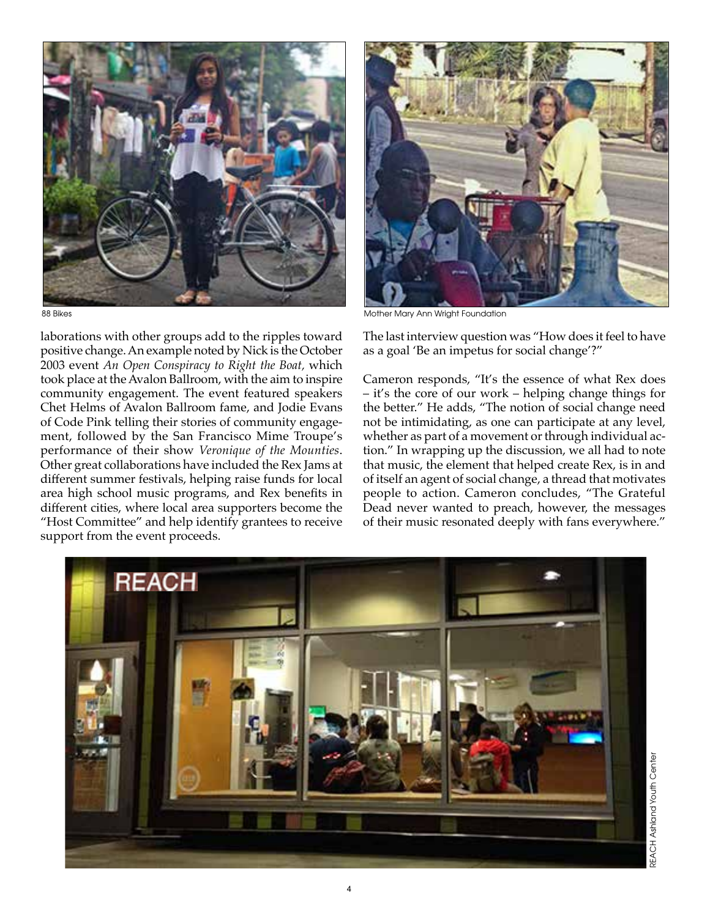88 Bikes

Mother Mary Ann Wright Foundation

laborations with other groups add to the ripples toward positive change. An example noted by Nick is the October 2003 event *An Open Conspiracy to Right the Boat,* which took place at the Avalon Ballroom, with the aim to inspire community engagement. The event featured speakers Chet Helms of Avalon Ballroom fame, and Jodie Evans of Code Pink telling their stories of community engagement, followed by the San Francisco Mime Troupe's performance of their show *Veronique of the Mounties*. Other great collaborations have included the Rex Jams at different summer festivals, helping raise funds for local area high school music programs, and Rex benefits in different cities, where local area supporters become the "Host Committee" and help identify grantees to receive support from the event proceeds.

The last interview question was "How does it feel to have as a goal 'Be an impetus for social change'?"

Cameron responds, "It's the essence of what Rex does – it's the core of our work – helping change things for the better." He adds, "The notion of social change need not be intimidating, as one can participate at any level, whether as part of a movement or through individual action." In wrapping up the discussion, we all had to note that music, the element that helped create Rex, is in and of itself an agent of social change, a thread that motivates people to action. Cameron concludes, "The Grateful Dead never wanted to preach, however, the messages of their music resonated deeply with fans everywhere."

REACH Ashland Youth Center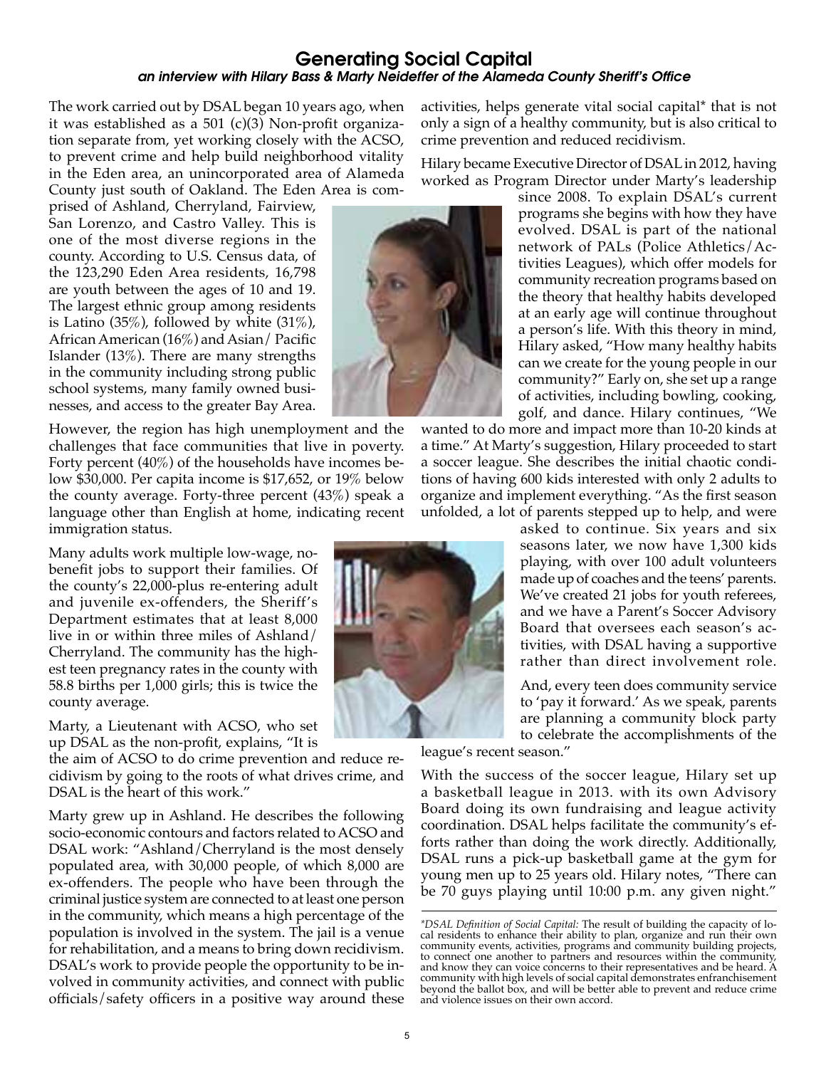# Generating Social Capital

***an interview with Hilary Bass & Marty Neideffer of the Alameda County Sheriff's Office***

The work carried out by DSAL began 10 years ago, when it was established as a 501 (c)(3) Non-profit organization separate from, yet working closely with the ACSO, to prevent crime and help build neighborhood vitality in the Eden area, an unincorporated area of Alameda County just south of Oakland. The Eden Area is comprised of Ashland, Cherryland, Fairview, San Lorenzo, and Castro Valley. This is one of the most diverse regions in the county. According to U.S. Census data, of the 123,290 Eden Area residents, 16,798 are youth between the ages of 10 and 19. The largest ethnic group among residents is Latino (35%), followed by white (31%), African American (16%) and Asian/ Pacific Islander (13%). There are many strengths in the community including strong public school systems, many family owned businesses, and access to the greater Bay Area.

However, the region has high unemployment and the challenges that face communities that live in poverty. Forty percent (40%) of the households have incomes below $30,000. Per capita income is $17,652, or 19% below the county average. Forty-three percent (43%) speak a language other than English at home, indicating recent immigration status.

Many adults work multiple low-wage, no-benefit jobs to support their families. Of the county's 22,000-plus re-entering adult and juvenile ex-offenders, the Sheriff's Department estimates that at least 8,000 live in or within three miles of Ashland/ Cherryland. The community has the highest teen pregnancy rates in the county with 58.8 births per 1,000 girls; this is twice the county average.

Marty, a Lieutenant with ACSO, who set up DSAL as the non-profit, explains, "It is the aim of ACSO to do crime prevention and reduce recidivism by going to the roots of what drives crime, and DSAL is the heart of this work."

Marty grew up in Ashland. He describes the following socio-economic contours and factors related to ACSO and DSAL work: "Ashland/Cherryland is the most densely populated area, with 30,000 people, of which 8,000 are ex-offenders. The people who have been through the criminal justice system are connected to at least one person in the community, which means a high percentage of the population is involved in the system. The jail is a venue for rehabilitation, and a means to bring down recidivism. DSAL's work to provide people the opportunity to be involved in community activities, and connect with public officials/safety officers in a positive way around these activities, helps generate vital social capital* that is not only a sign of a healthy community, but is also critical to crime prevention and reduced recidivism.

Hilary became Executive Director of DSAL in 2012, having worked as Program Director under Marty's leadership since 2008. To explain DSAL's current programs she begins with how they have evolved. DSAL is part of the national network of PALs (Police Athletics/Activities Leagues), which offer models for community recreation programs based on the theory that healthy habits developed at an early age will continue throughout a person's life. With this theory in mind, Hilary asked, "How many healthy habits can we create for the young people in our community?" Early on, she set up a range of activities, including bowling, cooking, golf, and dance. Hilary continues, "We wanted to do more and impact more than 10-20 kinds at a time." At Marty's suggestion, Hilary proceeded to start a soccer league. She describes the initial chaotic conditions of having 600 kids interested with only 2 adults to organize and implement everything. "As the first season unfolded, a lot of parents stepped up to help, and were asked to continue. Six years and six seasons later, we now have 1,300 kids playing, with over 100 adult volunteers made up of coaches and the teens' parents. We've created 21 jobs for youth referees, and we have a Parent's Soccer Advisory Board that oversees each season's activities, with DSAL having a supportive rather than direct involvement role.

And, every teen does community service to 'pay it forward.' As we speak, parents are planning a community block party to celebrate the accomplishments of the league's recent season."

With the success of the soccer league, Hilary set up a basketball league in 2013. with its own Advisory Board doing its own fundraising and league activity coordination. DSAL helps facilitate the community's efforts rather than doing the work directly. Additionally, DSAL runs a pick-up basketball game at the gym for young men up to 25 years old. Hilary notes, "There can be 70 guys playing until 10:00 p.m. any given night."

---

**DSAL Definition of Social Capital:* The result of building the capacity of local residents to enhance their ability to plan, organize and run their own community events, activities, programs and community building projects, to connect one another to partners and resources within the community, and know they can voice concerns to their representatives and be heard. A community with high levels of social capital demonstrates enfranchisement beyond the ballot box, and will be better able to prevent and reduce crime and violence issues on their own accord.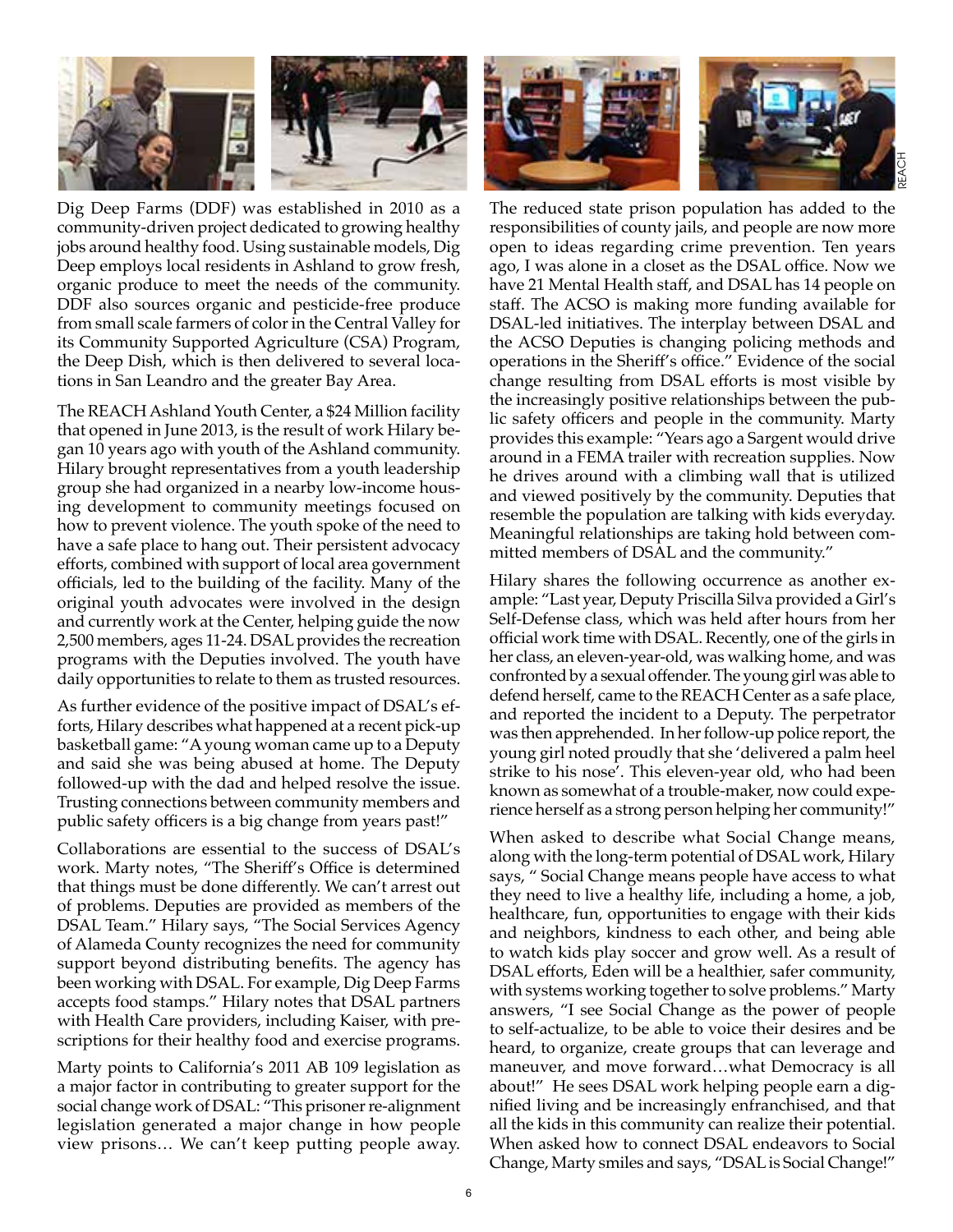Dig Deep Farms (DDF) was established in 2010 as a community-driven project dedicated to growing healthy jobs around healthy food. Using sustainable models, Dig Deep employs local residents in Ashland to grow fresh, organic produce to meet the needs of the community. DDF also sources organic and pesticide-free produce from small scale farmers of color in the Central Valley for its Community Supported Agriculture (CSA) Program, the Deep Dish, which is then delivered to several locations in San Leandro and the greater Bay Area.

The REACH Ashland Youth Center, a $24 Million facility that opened in June 2013, is the result of work Hilary began 10 years ago with youth of the Ashland community. Hilary brought representatives from a youth leadership group she had organized in a nearby low-income housing development to community meetings focused on how to prevent violence. The youth spoke of the need to have a safe place to hang out. Their persistent advocacy efforts, combined with support of local area government officials, led to the building of the facility. Many of the original youth advocates were involved in the design and currently work at the Center, helping guide the now 2,500 members, ages 11-24. DSAL provides the recreation programs with the Deputies involved. The youth have daily opportunities to relate to them as trusted resources.

As further evidence of the positive impact of DSAL's efforts, Hilary describes what happened at a recent pick-up basketball game: "A young woman came up to a Deputy and said she was being abused at home. The Deputy followed-up with the dad and helped resolve the issue. Trusting connections between community members and public safety officers is a big change from years past!"

Collaborations are essential to the success of DSAL's work. Marty notes, "The Sheriff's Office is determined that things must be done differently. We can't arrest out of problems. Deputies are provided as members of the DSAL Team." Hilary says, "The Social Services Agency of Alameda County recognizes the need for community support beyond distributing benefits. The agency has been working with DSAL. For example, Dig Deep Farms accepts food stamps." Hilary notes that DSAL partners with Health Care providers, including Kaiser, with prescriptions for their healthy food and exercise programs.

Marty points to California's 2011 AB 109 legislation as a major factor in contributing to greater support for the social change work of DSAL: "This prisoner re-alignment legislation generated a major change in how people view prisons… We can't keep putting people away. The reduced state prison population has added to the responsibilities of county jails, and people are now more open to ideas regarding crime prevention. Ten years ago, I was alone in a closet as the DSAL office. Now we have 21 Mental Health staff, and DSAL has 14 people on staff. The ACSO is making more funding available for DSAL-led initiatives. The interplay between DSAL and the ACSO Deputies is changing policing methods and operations in the Sheriff's office." Evidence of the social change resulting from DSAL efforts is most visible by the increasingly positive relationships between the public safety officers and people in the community. Marty provides this example: "Years ago a Sargent would drive around in a FEMA trailer with recreation supplies. Now he drives around with a climbing wall that is utilized and viewed positively by the community. Deputies that resemble the population are talking with kids everyday. Meaningful relationships are taking hold between committed members of DSAL and the community."

Hilary shares the following occurrence as another example: "Last year, Deputy Priscilla Silva provided a Girl's Self-Defense class, which was held after hours from her official work time with DSAL. Recently, one of the girls in her class, an eleven-year-old, was walking home, and was confronted by a sexual offender. The young girl was able to defend herself, came to the REACH Center as a safe place, and reported the incident to a Deputy. The perpetrator was then apprehended. In her follow-up police report, the young girl noted proudly that she 'delivered a palm heel strike to his nose'. This eleven-year old, who had been known as somewhat of a trouble-maker, now could experience herself as a strong person helping her community!"

When asked to describe what Social Change means, along with the long-term potential of DSAL work, Hilary says, " Social Change means people have access to what they need to live a healthy life, including a home, a job, healthcare, fun, opportunities to engage with their kids and neighbors, kindness to each other, and being able to watch kids play soccer and grow well. As a result of DSAL efforts, Eden will be a healthier, safer community, with systems working together to solve problems." Marty answers, "I see Social Change as the power of people to self-actualize, to be able to voice their desires and be heard, to organize, create groups that can leverage and maneuver, and move forward…what Democracy is all about!" He sees DSAL work helping people earn a dignified living and be increasingly enfranchised, and that all the kids in this community can realize their potential. When asked how to connect DSAL endeavors to Social Change, Marty smiles and says, "DSAL is Social Change!"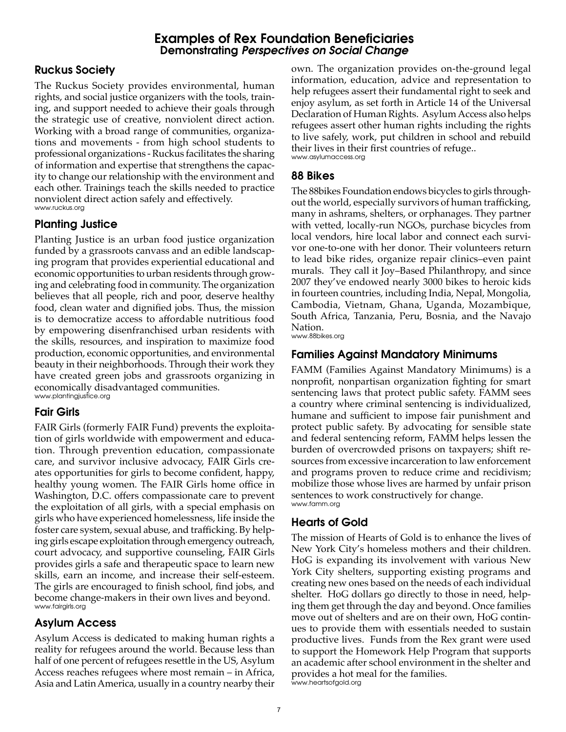# Examples of Rex Foundation Beneficiaries
## Demonstrating *Perspectives on Social Change*

### Ruckus Society

The Ruckus Society provides environmental, human rights, and social justice organizers with the tools, training, and support needed to achieve their goals through the strategic use of creative, nonviolent direct action. Working with a broad range of communities, organizations and movements - from high school students to professional organizations - Ruckus facilitates the sharing of information and expertise that strengthens the capacity to change our relationship with the environment and each other. Trainings teach the skills needed to practice nonviolent direct action safely and effectively.
www.ruckus.org

### Planting Justice

Planting Justice is an urban food justice organization funded by a grassroots canvass and an edible landscaping program that provides experiential educational and economic opportunities to urban residents through growing and celebrating food in community. The organization believes that all people, rich and poor, deserve healthy food, clean water and dignified jobs. Thus, the mission is to democratize access to affordable nutritious food by empowering disenfranchised urban residents with the skills, resources, and inspiration to maximize food production, economic opportunities, and environmental beauty in their neighborhoods. Through their work they have created green jobs and grassroots organizing in economically disadvantaged communities.
www.plantingjustice.org

### Fair Girls

FAIR Girls (formerly FAIR Fund) prevents the exploitation of girls worldwide with empowerment and education. Through prevention education, compassionate care, and survivor inclusive advocacy, FAIR Girls creates opportunities for girls to become confident, happy, healthy young women. The FAIR Girls home office in Washington, D.C. offers compassionate care to prevent the exploitation of all girls, with a special emphasis on girls who have experienced homelessness, life inside the foster care system, sexual abuse, and trafficking. By helping girls escape exploitation through emergency outreach, court advocacy, and supportive counseling, FAIR Girls provides girls a safe and therapeutic space to learn new skills, earn an income, and increase their self-esteem. The girls are encouraged to finish school, find jobs, and become change-makers in their own lives and beyond.
www.fairgirls.org

### Asylum Access

Asylum Access is dedicated to making human rights a reality for refugees around the world. Because less than half of one percent of refugees resettle in the US, Asylum Access reaches refugees where most remain – in Africa, Asia and Latin America, usually in a country nearby their own. The organization provides on-the-ground legal information, education, advice and representation to help refugees assert their fundamental right to seek and enjoy asylum, as set forth in Article 14 of the Universal Declaration of Human Rights. Asylum Access also helps refugees assert other human rights including the rights to live safely, work, put children in school and rebuild their lives in their first countries of refuge..
www.asylumaccess.org

### 88 Bikes

The 88bikes Foundation endows bicycles to girls throughout the world, especially survivors of human trafficking, many in ashrams, shelters, or orphanages. They partner with vetted, locally-run NGOs, purchase bicycles from local vendors, hire local labor and connect each survivor one-to-one with her donor. Their volunteers return to lead bike rides, organize repair clinics–even paint murals. They call it Joy–Based Philanthropy, and since 2007 they've endowed nearly 3000 bikes to heroic kids in fourteen countries, including India, Nepal, Mongolia, Cambodia, Vietnam, Ghana, Uganda, Mozambique, South Africa, Tanzania, Peru, Bosnia, and the Navajo Nation.
www.88bikes.org

### Families Against Mandatory Minimums

FAMM (Families Against Mandatory Minimums) is a nonprofit, nonpartisan organization fighting for smart sentencing laws that protect public safety. FAMM sees a country where criminal sentencing is individualized, humane and sufficient to impose fair punishment and protect public safety. By advocating for sensible state and federal sentencing reform, FAMM helps lessen the burden of overcrowded prisons on taxpayers; shift resources from excessive incarceration to law enforcement and programs proven to reduce crime and recidivism; mobilize those whose lives are harmed by unfair prison sentences to work constructively for change.
www.famm.org

### Hearts of Gold

The mission of Hearts of Gold is to enhance the lives of New York City's homeless mothers and their children. HoG is expanding its involvement with various New York City shelters, supporting existing programs and creating new ones based on the needs of each individual shelter. HoG dollars go directly to those in need, helping them get through the day and beyond. Once families move out of shelters and are on their own, HoG continues to provide them with essentials needed to sustain productive lives. Funds from the Rex grant were used to support the Homework Help Program that supports an academic after school environment in the shelter and provides a hot meal for the families.
www.heartsofgold.org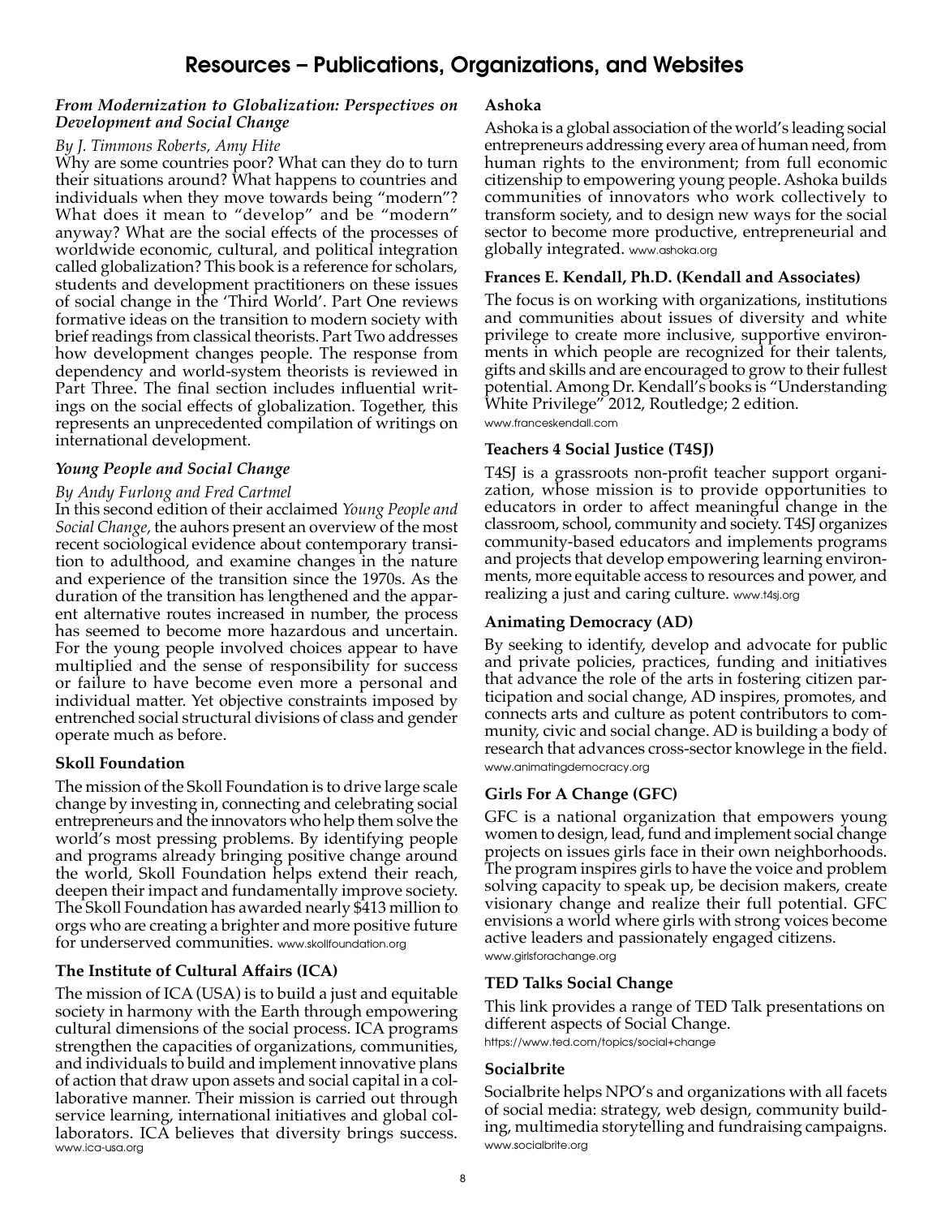# Resources – Publications, Organizations, and Websites

### *From Modernization to Globalization: Perspectives on Development and Social Change*

*By J. Timmons Roberts, Amy Hite*

Why are some countries poor? What can they do to turn their situations around? What happens to countries and individuals when they move towards being "modern"? What does it mean to "develop" and be "modern" anyway? What are the social effects of the processes of worldwide economic, cultural, and political integration called globalization? This book is a reference for scholars, students and development practitioners on these issues of social change in the 'Third World'. Part One reviews formative ideas on the transition to modern society with brief readings from classical theorists. Part Two addresses how development changes people. The response from dependency and world-system theorists is reviewed in Part Three. The final section includes influential writings on the social effects of globalization. Together, this represents an unprecedented compilation of writings on international development.

### *Young People and Social Change*

*By Andy Furlong and Fred Cartmel*

In this second edition of their acclaimed *Young People and Social Change*, the auhors present an overview of the most recent sociological evidence about contemporary transition to adulthood, and examine changes in the nature and experience of the transition since the 1970s. As the duration of the transition has lengthened and the apparent alternative routes increased in number, the process has seemed to become more hazardous and uncertain. For the young people involved choices appear to have multiplied and the sense of responsibility for success or failure to have become even more a personal and individual matter. Yet objective constraints imposed by entrenched social structural divisions of class and gender operate much as before.

### Skoll Foundation

The mission of the Skoll Foundation is to drive large scale change by investing in, connecting and celebrating social entrepreneurs and the innovators who help them solve the world's most pressing problems. By identifying people and programs already bringing positive change around the world, Skoll Foundation helps extend their reach, deepen their impact and fundamentally improve society. The Skoll Foundation has awarded nearly $413 million to orgs who are creating a brighter and more positive future for underserved communities. www.skollfoundation.org

### The Institute of Cultural Affairs (ICA)

The mission of ICA (USA) is to build a just and equitable society in harmony with the Earth through empowering cultural dimensions of the social process. ICA programs strengthen the capacities of organizations, communities, and individuals to build and implement innovative plans of action that draw upon assets and social capital in a collaborative manner. Their mission is carried out through service learning, international initiatives and global collaborators. ICA believes that diversity brings success. www.ica-usa.org

### Ashoka

Ashoka is a global association of the world's leading social entrepreneurs addressing every area of human need, from human rights to the environment; from full economic citizenship to empowering young people. Ashoka builds communities of innovators who work collectively to transform society, and to design new ways for the social sector to become more productive, entrepreneurial and globally integrated. www.ashoka.org

### Frances E. Kendall, Ph.D. (Kendall and Associates)

The focus is on working with organizations, institutions and communities about issues of diversity and white privilege to create more inclusive, supportive environments in which people are recognized for their talents, gifts and skills and are encouraged to grow to their fullest potential. Among Dr. Kendall's books is "Understanding White Privilege" 2012, Routledge; 2 edition.
www.franceskendall.com

### Teachers 4 Social Justice (T4SJ)

T4SJ is a grassroots non-profit teacher support organization, whose mission is to provide opportunities to educators in order to affect meaningful change in the classroom, school, community and society. T4SJ organizes community-based educators and implements programs and projects that develop empowering learning environments, more equitable access to resources and power, and realizing a just and caring culture. www.t4sj.org

### Animating Democracy (AD)

By seeking to identify, develop and advocate for public and private policies, practices, funding and initiatives that advance the role of the arts in fostering citizen participation and social change, AD inspires, promotes, and connects arts and culture as potent contributors to community, civic and social change. AD is building a body of research that advances cross-sector knowlege in the field.
www.animatingdemocracy.org

### Girls For A Change (GFC)

GFC is a national organization that empowers young women to design, lead, fund and implement social change projects on issues girls face in their own neighborhoods. The program inspires girls to have the voice and problem solving capacity to speak up, be decision makers, create visionary change and realize their full potential. GFC envisions a world where girls with strong voices become active leaders and passionately engaged citizens.
www.girlsforachange.org

### TED Talks Social Change

This link provides a range of TED Talk presentations on different aspects of Social Change.
https://www.ted.com/topics/social+change

### Socialbrite

Socialbrite helps NPO's and organizations with all facets of social media: strategy, web design, community building, multimedia storytelling and fundraising campaigns.
www.socialbrite.org